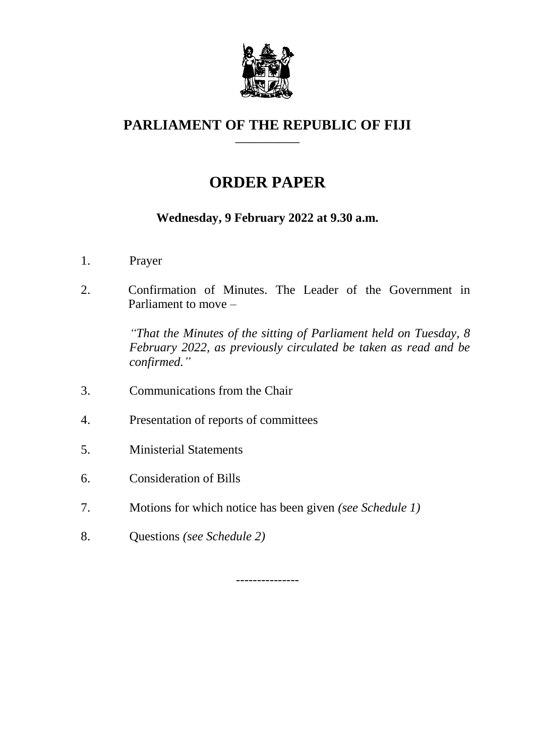# PARLIAMENT OF THE REPUBLIC OF FIJI

## ORDER PAPER

**Wednesday, 9 February 2022 at 9.30 a.m.**

1. Prayer

2. Confirmation of Minutes. The Leader of the Government in Parliament to move –

   *"That the Minutes of the sitting of Parliament held on Tuesday, 8 February 2022, as previously circulated be taken as read and be confirmed."*

3. Communications from the Chair

4. Presentation of reports of committees

5. Ministerial Statements

6. Consideration of Bills

7. Motions for which notice has been given *(see Schedule 1)*

8. Questions *(see Schedule 2)*

---------------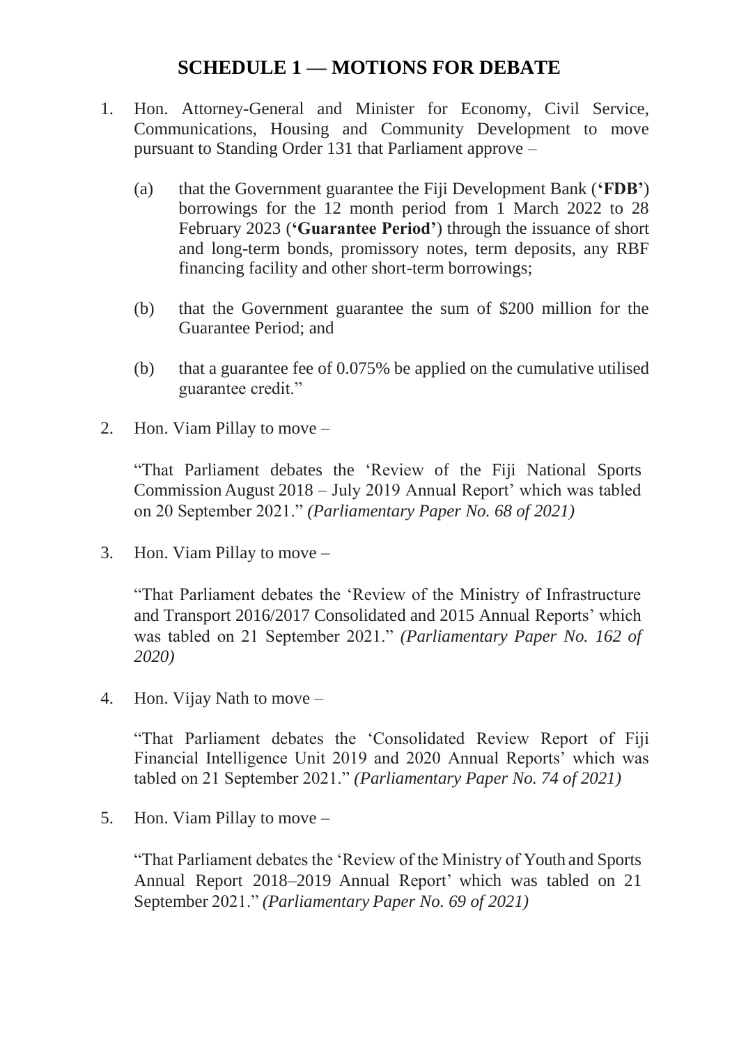## SCHEDULE 1 — MOTIONS FOR DEBATE

1. Hon. Attorney-General and Minister for Economy, Civil Service, Communications, Housing and Community Development to move pursuant to Standing Order 131 that Parliament approve –

   (a) that the Government guarantee the Fiji Development Bank (**'FDB'**) borrowings for the 12 month period from 1 March 2022 to 28 February 2023 (**'Guarantee Period'**) through the issuance of short and long-term bonds, promissory notes, term deposits, any RBF financing facility and other short-term borrowings;

   (b) that the Government guarantee the sum of $200 million for the Guarantee Period; and

   (b) that a guarantee fee of 0.075% be applied on the cumulative utilised guarantee credit."

2. Hon. Viam Pillay to move –

   "That Parliament debates the 'Review of the Fiji National Sports Commission August 2018 – July 2019 Annual Report' which was tabled on 20 September 2021." *(Parliamentary Paper No. 68 of 2021)*

3. Hon. Viam Pillay to move –

   "That Parliament debates the 'Review of the Ministry of Infrastructure and Transport 2016/2017 Consolidated and 2015 Annual Reports' which was tabled on 21 September 2021." *(Parliamentary Paper No. 162 of 2020)*

4. Hon. Vijay Nath to move –

   "That Parliament debates the 'Consolidated Review Report of Fiji Financial Intelligence Unit 2019 and 2020 Annual Reports' which was tabled on 21 September 2021." *(Parliamentary Paper No. 74 of 2021)*

5. Hon. Viam Pillay to move –

   "That Parliament debates the 'Review of the Ministry of Youth and Sports Annual Report 2018–2019 Annual Report' which was tabled on 21 September 2021." *(Parliamentary Paper No. 69 of 2021)*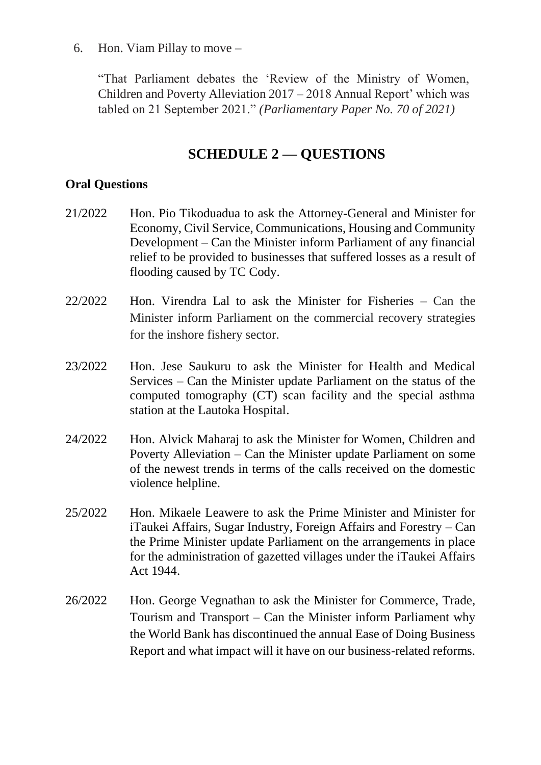6. Hon. Viam Pillay to move –

   "That Parliament debates the 'Review of the Ministry of Women, Children and Poverty Alleviation 2017 – 2018 Annual Report' which was tabled on 21 September 2021." *(Parliamentary Paper No. 70 of 2021)*

## SCHEDULE 2 — QUESTIONS

**Oral Questions**

21/2022 Hon. Pio Tikoduadua to ask the Attorney-General and Minister for Economy, Civil Service, Communications, Housing and Community Development – Can the Minister inform Parliament of any financial relief to be provided to businesses that suffered losses as a result of flooding caused by TC Cody.

22/2022 Hon. Virendra Lal to ask the Minister for Fisheries – Can the Minister inform Parliament on the commercial recovery strategies for the inshore fishery sector.

23/2022 Hon. Jese Saukuru to ask the Minister for Health and Medical Services – Can the Minister update Parliament on the status of the computed tomography (CT) scan facility and the special asthma station at the Lautoka Hospital.

24/2022 Hon. Alvick Maharaj to ask the Minister for Women, Children and Poverty Alleviation – Can the Minister update Parliament on some of the newest trends in terms of the calls received on the domestic violence helpline.

25/2022 Hon. Mikaele Leawere to ask the Prime Minister and Minister for iTaukei Affairs, Sugar Industry, Foreign Affairs and Forestry – Can the Prime Minister update Parliament on the arrangements in place for the administration of gazetted villages under the iTaukei Affairs Act 1944.

26/2022 Hon. George Vegnathan to ask the Minister for Commerce, Trade, Tourism and Transport – Can the Minister inform Parliament why the World Bank has discontinued the annual Ease of Doing Business Report and what impact will it have on our business-related reforms.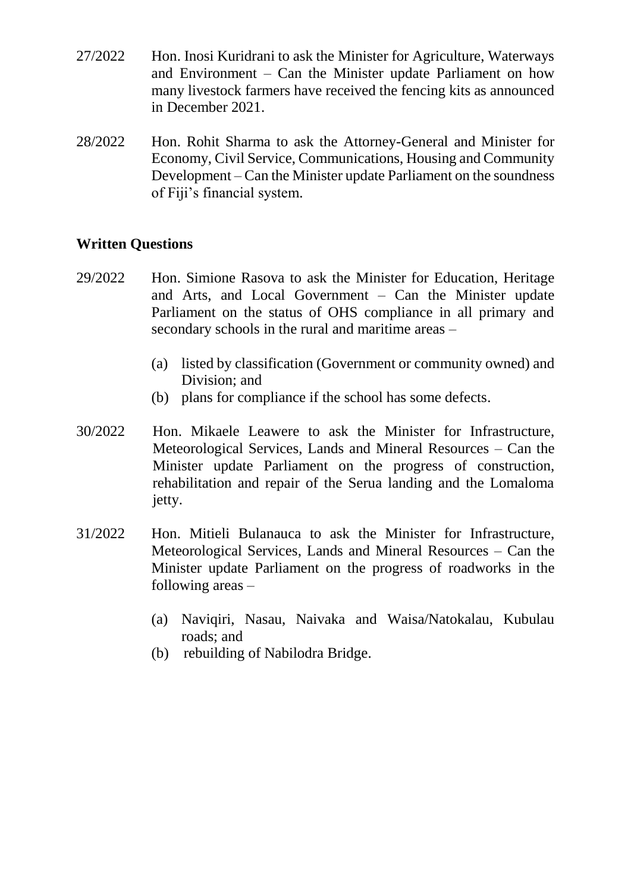27/2022 Hon. Inosi Kuridrani to ask the Minister for Agriculture, Waterways and Environment – Can the Minister update Parliament on how many livestock farmers have received the fencing kits as announced in December 2021.

28/2022 Hon. Rohit Sharma to ask the Attorney-General and Minister for Economy, Civil Service, Communications, Housing and Community Development – Can the Minister update Parliament on the soundness of Fiji's financial system.

**Written Questions**

29/2022 Hon. Simione Rasova to ask the Minister for Education, Heritage and Arts, and Local Government – Can the Minister update Parliament on the status of OHS compliance in all primary and secondary schools in the rural and maritime areas –

(a) listed by classification (Government or community owned) and Division; and
(b) plans for compliance if the school has some defects.

30/2022 Hon. Mikaele Leawere to ask the Minister for Infrastructure, Meteorological Services, Lands and Mineral Resources – Can the Minister update Parliament on the progress of construction, rehabilitation and repair of the Serua landing and the Lomaloma jetty.

31/2022 Hon. Mitieli Bulanauca to ask the Minister for Infrastructure, Meteorological Services, Lands and Mineral Resources – Can the Minister update Parliament on the progress of roadworks in the following areas –

(a) Naviqiri, Nasau, Naivaka and Waisa/Natokalau, Kubulau roads; and
(b) rebuilding of Nabilodra Bridge.